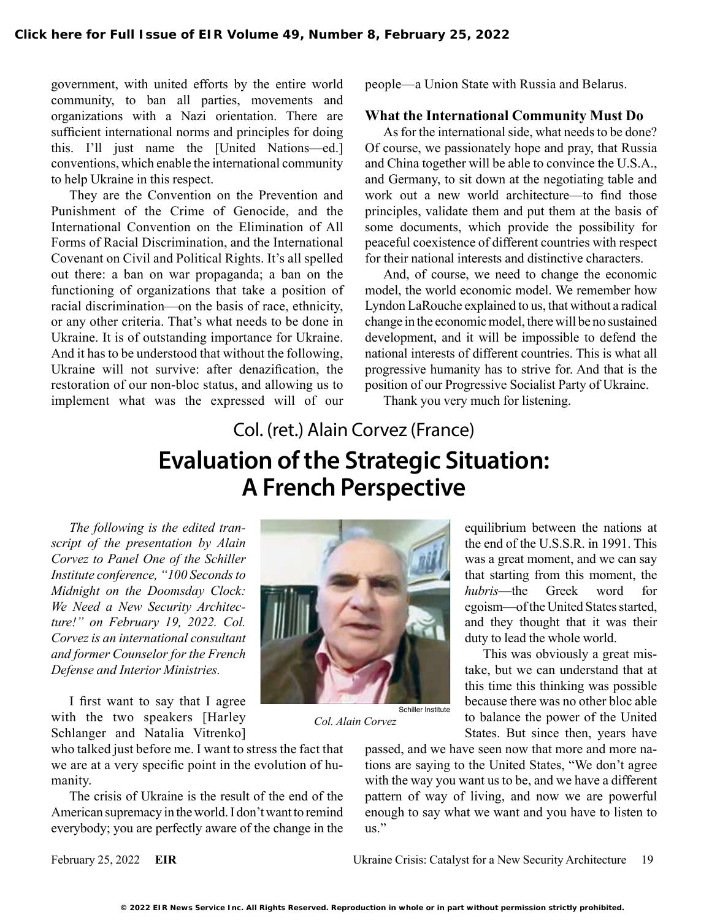government, with united efforts by the entire world community, to ban all parties, movements and organizations with a Nazi orientation. There are sufficient international norms and principles for doing this. I'll just name the [United Nations—ed.] conventions, which enable the international community to help Ukraine in this respect.

They are the Convention on the Prevention and Punishment of the Crime of Genocide, and the International Convention on the Elimination of All Forms of Racial Discrimination, and the International Covenant on Civil and Political Rights. It's all spelled out there: a ban on war propaganda; a ban on the functioning of organizations that take a position of racial discrimination—on the basis of race, ethnicity, or any other criteria. That's what needs to be done in Ukraine. It is of outstanding importance for Ukraine. And it has to be understood that without the following, Ukraine will not survive: after denazification, the restoration of our non-bloc status, and allowing us to implement what was the expressed will of our people—a Union State with Russia and Belarus.

### What the International Community Must Do

As for the international side, what needs to be done? Of course, we passionately hope and pray, that Russia and China together will be able to convince the U.S.A., and Germany, to sit down at the negotiating table and work out a new world architecture—to find those principles, validate them and put them at the basis of some documents, which provide the possibility for peaceful coexistence of different countries with respect for their national interests and distinctive characters.

And, of course, we need to change the economic model, the world economic model. We remember how Lyndon LaRouche explained to us, that without a radical change in the economic model, there will be no sustained development, and it will be impossible to defend the national interests of different countries. This is what all progressive humanity has to strive for. And that is the position of our Progressive Socialist Party of Ukraine.

Thank you very much for listening.

## Col. (ret.) Alain Corvez (France)

# Evaluation of the Strategic Situation: A French Perspective

*The following is the edited transcript of the presentation by Alain Corvez to Panel One of the Schiller Institute conference, "100 Seconds to Midnight on the Doomsday Clock: We Need a New Security Architecture!" on February 19, 2022. Col. Corvez is an international consultant and former Counselor for the French Defense and Interior Ministries.*

Schiller Institute

*Col. Alain Corvez*

I first want to say that I agree with the two speakers [Harley Schlanger and Natalia Vitrenko] who talked just before me. I want to stress the fact that we are at a very specific point in the evolution of humanity.

The crisis of Ukraine is the result of the end of the American supremacy in the world. I don't want to remind everybody; you are perfectly aware of the change in the equilibrium between the nations at the end of the U.S.S.R. in 1991. This was a great moment, and we can say that starting from this moment, the *hubris*—the Greek word for egoism—of the United States started, and they thought that it was their duty to lead the whole world.

This was obviously a great mistake, but we can understand that at this time this thinking was possible because there was no other bloc able to balance the power of the United States. But since then, years have passed, and we have seen now that more and more nations are saying to the United States, "We don't agree with the way you want us to be, and we have a different pattern of way of living, and now we are powerful enough to say what we want and you have to listen to us."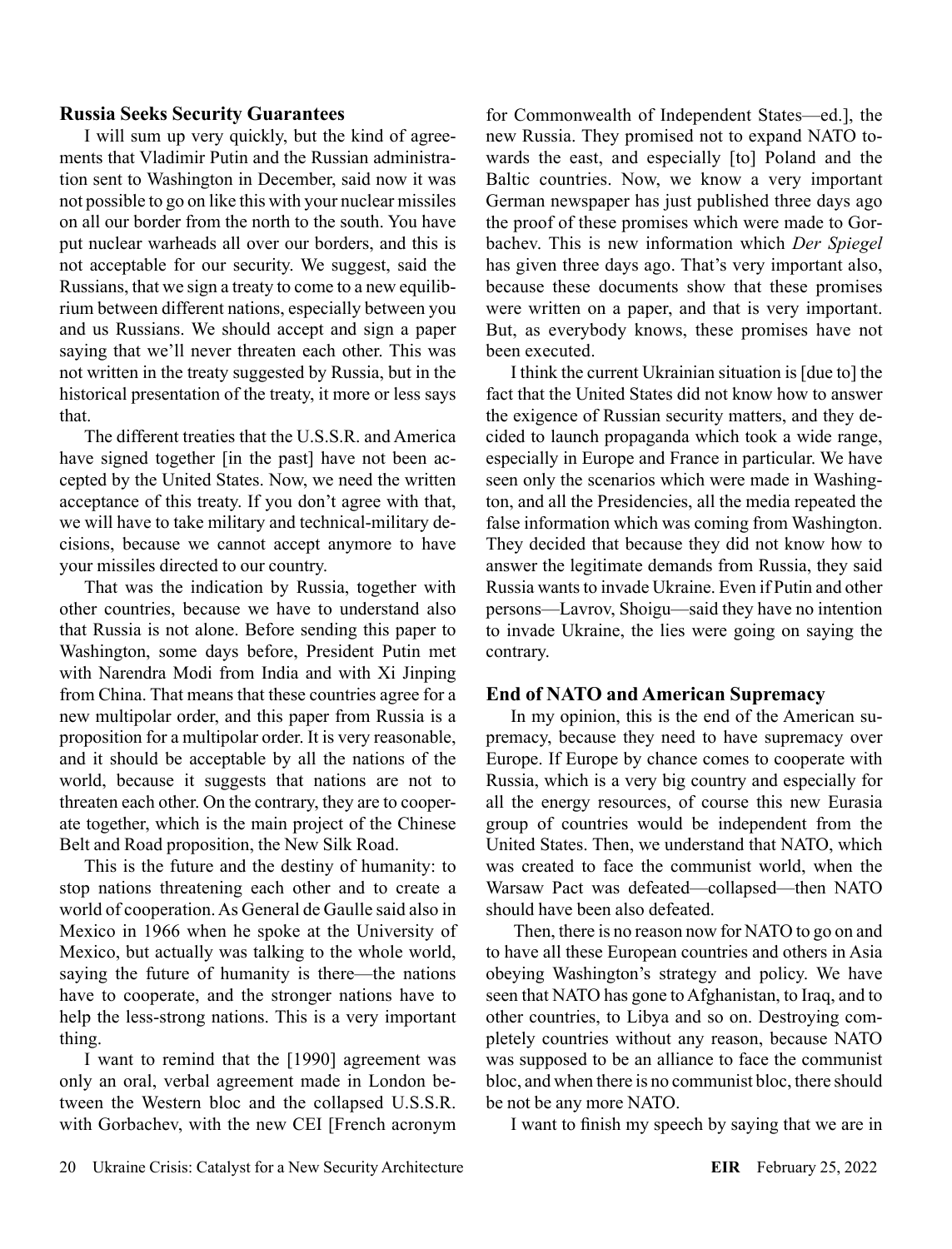### Russia Seeks Security Guarantees

I will sum up very quickly, but the kind of agreements that Vladimir Putin and the Russian administration sent to Washington in December, said now it was not possible to go on like this with your nuclear missiles on all our border from the north to the south. You have put nuclear warheads all over our borders, and this is not acceptable for our security. We suggest, said the Russians, that we sign a treaty to come to a new equilibrium between different nations, especially between you and us Russians. We should accept and sign a paper saying that we'll never threaten each other. This was not written in the treaty suggested by Russia, but in the historical presentation of the treaty, it more or less says that.

The different treaties that the U.S.S.R. and America have signed together [in the past] have not been accepted by the United States. Now, we need the written acceptance of this treaty. If you don't agree with that, we will have to take military and technical-military decisions, because we cannot accept anymore to have your missiles directed to our country.

That was the indication by Russia, together with other countries, because we have to understand also that Russia is not alone. Before sending this paper to Washington, some days before, President Putin met with Narendra Modi from India and with Xi Jinping from China. That means that these countries agree for a new multipolar order, and this paper from Russia is a proposition for a multipolar order. It is very reasonable, and it should be acceptable by all the nations of the world, because it suggests that nations are not to threaten each other. On the contrary, they are to cooperate together, which is the main project of the Chinese Belt and Road proposition, the New Silk Road.

This is the future and the destiny of humanity: to stop nations threatening each other and to create a world of cooperation. As General de Gaulle said also in Mexico in 1966 when he spoke at the University of Mexico, but actually was talking to the whole world, saying the future of humanity is there—the nations have to cooperate, and the stronger nations have to help the less-strong nations. This is a very important thing.

I want to remind that the [1990] agreement was only an oral, verbal agreement made in London between the Western bloc and the collapsed U.S.S.R. with Gorbachev, with the new CEI [French acronym for Commonwealth of Independent States—ed.], the new Russia. They promised not to expand NATO towards the east, and especially [to] Poland and the Baltic countries. Now, we know a very important German newspaper has just published three days ago the proof of these promises which were made to Gorbachev. This is new information which *Der Spiegel* has given three days ago. That's very important also, because these documents show that these promises were written on a paper, and that is very important. But, as everybody knows, these promises have not been executed.

I think the current Ukrainian situation is [due to] the fact that the United States did not know how to answer the exigence of Russian security matters, and they decided to launch propaganda which took a wide range, especially in Europe and France in particular. We have seen only the scenarios which were made in Washington, and all the Presidencies, all the media repeated the false information which was coming from Washington. They decided that because they did not know how to answer the legitimate demands from Russia, they said Russia wants to invade Ukraine. Even if Putin and other persons—Lavrov, Shoigu—said they have no intention to invade Ukraine, the lies were going on saying the contrary.

### End of NATO and American Supremacy

In my opinion, this is the end of the American supremacy, because they need to have supremacy over Europe. If Europe by chance comes to cooperate with Russia, which is a very big country and especially for all the energy resources, of course this new Eurasia group of countries would be independent from the United States. Then, we understand that NATO, which was created to face the communist world, when the Warsaw Pact was defeated—collapsed—then NATO should have been also defeated.

Then, there is no reason now for NATO to go on and to have all these European countries and others in Asia obeying Washington's strategy and policy. We have seen that NATO has gone to Afghanistan, to Iraq, and to other countries, to Libya and so on. Destroying completely countries without any reason, because NATO was supposed to be an alliance to face the communist bloc, and when there is no communist bloc, there should be not be any more NATO.

I want to finish my speech by saying that we are in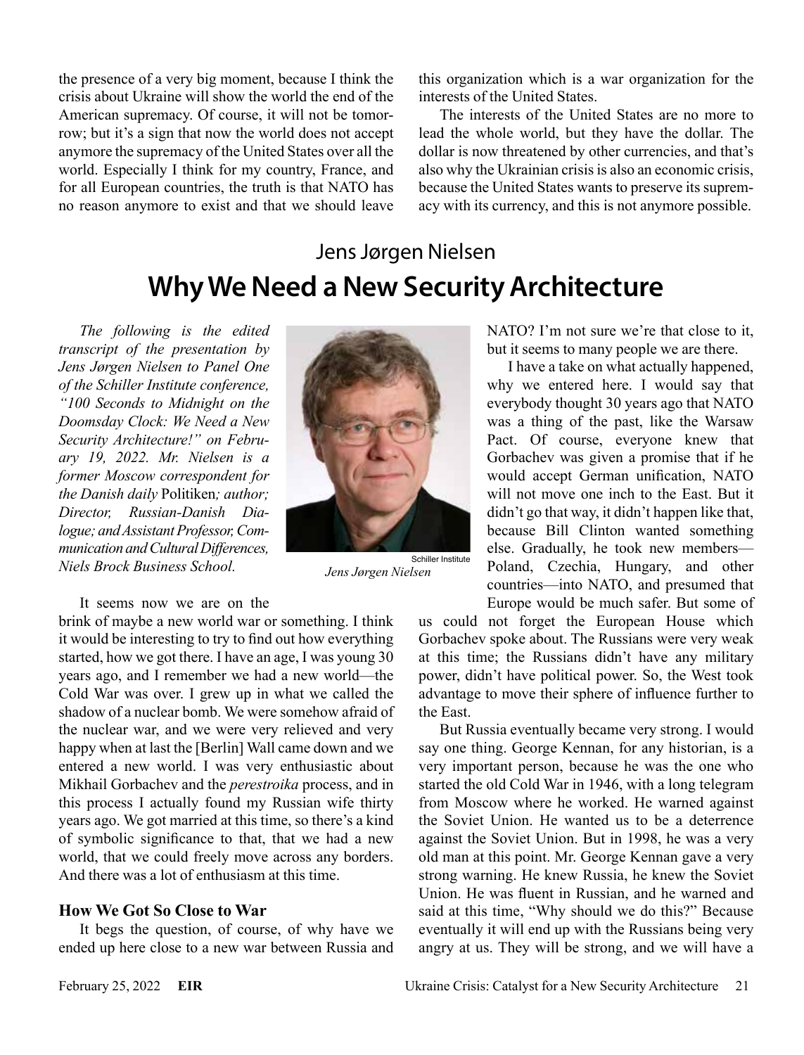the presence of a very big moment, because I think the crisis about Ukraine will show the world the end of the American supremacy. Of course, it will not be tomorrow; but it's a sign that now the world does not accept anymore the supremacy of the United States over all the world. Especially I think for my country, France, and for all European countries, the truth is that NATO has no reason anymore to exist and that we should leave this organization which is a war organization for the interests of the United States.

The interests of the United States are no more to lead the whole world, but they have the dollar. The dollar is now threatened by other currencies, and that's also why the Ukrainian crisis is also an economic crisis, because the United States wants to preserve its supremacy with its currency, and this is not anymore possible.

## Jens Jørgen Nielsen

# Why We Need a New Security Architecture

*The following is the edited transcript of the presentation by Jens Jørgen Nielsen to Panel One of the Schiller Institute conference, "100 Seconds to Midnight on the Doomsday Clock: We Need a New Security Architecture!" on February 19, 2022. Mr. Nielsen is a former Moscow correspondent for the Danish daily* Politiken*; author; Director, Russian-Danish Dialogue; and Assistant Professor, Communication and Cultural Differences, Niels Brock Business School.*

Schiller Institute

*Jens Jørgen Nielsen*

It seems now we are on the brink of maybe a new world war or something. I think it would be interesting to try to find out how everything started, how we got there. I have an age, I was young 30 years ago, and I remember we had a new world—the Cold War was over. I grew up in what we called the shadow of a nuclear bomb. We were somehow afraid of the nuclear war, and we were very relieved and very happy when at last the [Berlin] Wall came down and we entered a new world. I was very enthusiastic about Mikhail Gorbachev and the *perestroika* process, and in this process I actually found my Russian wife thirty years ago. We got married at this time, so there's a kind of symbolic significance to that, that we had a new world, that we could freely move across any borders. And there was a lot of enthusiasm at this time.

### How We Got So Close to War

It begs the question, of course, of why have we ended up here close to a new war between Russia and NATO? I'm not sure we're that close to it, but it seems to many people we are there.

I have a take on what actually happened, why we entered here. I would say that everybody thought 30 years ago that NATO was a thing of the past, like the Warsaw Pact. Of course, everyone knew that Gorbachev was given a promise that if he would accept German unification, NATO will not move one inch to the East. But it didn't go that way, it didn't happen like that, because Bill Clinton wanted something else. Gradually, he took new members—Poland, Czechia, Hungary, and other countries—into NATO, and presumed that Europe would be much safer. But some of us could not forget the European House which Gorbachev spoke about. The Russians were very weak at this time; the Russians didn't have any military power, didn't have political power. So, the West took advantage to move their sphere of influence further to the East.

But Russia eventually became very strong. I would say one thing. George Kennan, for any historian, is a very important person, because he was the one who started the old Cold War in 1946, with a long telegram from Moscow where he worked. He warned against the Soviet Union. He wanted us to be a deterrence against the Soviet Union. But in 1998, he was a very old man at this point. Mr. George Kennan gave a very strong warning. He knew Russia, he knew the Soviet Union. He was fluent in Russian, and he warned and said at this time, "Why should we do this?" Because eventually it will end up with the Russians being very angry at us. They will be strong, and we will have a